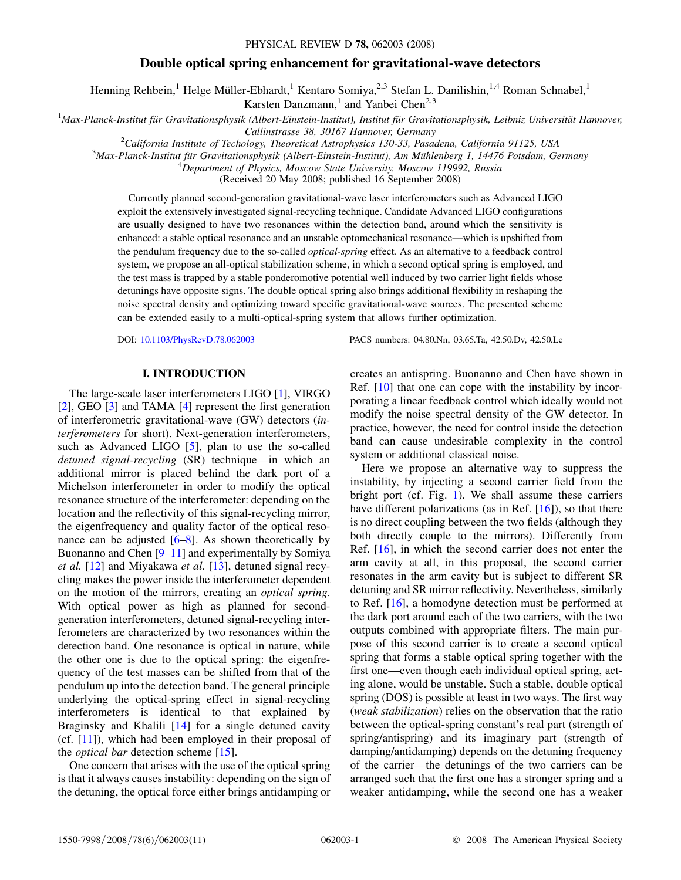# Double optical spring enhancement for gravitational-wave detectors

Henning Rehbein,[1] Helge Müller-Ebhardt,[1] Kentaro Somiya,[2,3] Stefan L. Danilishin,[1,4] Roman Schnabel,[1] Karsten Danzmann,[1] and Yanbei Chen[2,3]

[1]*Max-Planck-Institut für Gravitationsphysik (Albert-Einstein-Institut), Institut für Gravitationsphysik, Leibniz Universität Hannover, Callinstrasse 38, 30167 Hannover, Germany*

[2]*California Institute of Techology, Theoretical Astrophysics 130-33, Pasadena, California 91125, USA*

[3]*Max-Planck-Institut für Gravitationsphysik (Albert-Einstein-Institut), Am Mühlenberg 1, 14476 Potsdam, Germany*

[4]*Department of Physics, Moscow State University, Moscow 119992, Russia*

(Received 20 May 2008; published 16 September 2008)

Currently planned second-generation gravitational-wave laser interferometers such as Advanced LIGO exploit the extensively investigated signal-recycling technique. Candidate Advanced LIGO configurations are usually designed to have two resonances within the detection band, around which the sensitivity is enhanced: a stable optical resonance and an unstable optomechanical resonance—which is upshifted from the pendulum frequency due to the so-called *optical-spring* effect. As an alternative to a feedback control system, we propose an all-optical stabilization scheme, in which a second optical spring is employed, and the test mass is trapped by a stable ponderomotive potential well induced by two carrier light fields whose detunings have opposite signs. The double optical spring also brings additional flexibility in reshaping the noise spectral density and optimizing toward specific gravitational-wave sources. The presented scheme can be extended easily to a multi-optical-spring system that allows further optimization.

DOI: 10.1103/PhysRevD.78.062003 PACS numbers: 04.80.Nn, 03.65.Ta, 42.50.Dv, 42.50.Lc

## I. INTRODUCTION

The large-scale laser interferometers LIGO [1], VIRGO [2], GEO [3] and TAMA [4] represent the first generation of interferometric gravitational-wave (GW) detectors (*interferometers* for short). Next-generation interferometers, such as Advanced LIGO [5], plan to use the so-called *detuned signal-recycling* (SR) technique—in which an additional mirror is placed behind the dark port of a Michelson interferometer in order to modify the optical resonance structure of the interferometer: depending on the location and the reflectivity of this signal-recycling mirror, the eigenfrequency and quality factor of the optical resonance can be adjusted [6–8]. As shown theoretically by Buonanno and Chen [9–11] and experimentally by Somiya *et al.* [12] and Miyakawa *et al.* [13], detuned signal recycling makes the power inside the interferometer dependent on the motion of the mirrors, creating an *optical spring*. With optical power as high as planned for second-generation interferometers, detuned signal-recycling interferometers are characterized by two resonances within the detection band. One resonance is optical in nature, while the other one is due to the optical spring: the eigenfrequency of the test masses can be shifted from that of the pendulum up into the detection band. The general principle underlying the optical-spring effect in signal-recycling interferometers is identical to that explained by Braginsky and Khalili [14] for a single detuned cavity (cf. [11]), which had been employed in their proposal of the *optical bar* detection scheme [15].

One concern that arises with the use of the optical spring is that it always causes instability: depending on the sign of the detuning, the optical force either brings antidamping or creates an antispring. Buonanno and Chen have shown in Ref. [10] that one can cope with the instability by incorporating a linear feedback control which ideally would not modify the noise spectral density of the GW detector. In practice, however, the need for control inside the detection band can cause undesirable complexity in the control system or additional classical noise.

Here we propose an alternative way to suppress the instability, by injecting a second carrier field from the bright port (cf. Fig. 1). We shall assume these carriers have different polarizations (as in Ref. [16]), so that there is no direct coupling between the two fields (although they both directly couple to the mirrors). Differently from Ref. [16], in which the second carrier does not enter the arm cavity at all, in this proposal, the second carrier resonates in the arm cavity but is subject to different SR detuning and SR mirror reflectivity. Nevertheless, similarly to Ref. [16], a homodyne detection must be performed at the dark port around each of the two carriers, with the two outputs combined with appropriate filters. The main purpose of this second carrier is to create a second optical spring that forms a stable optical spring together with the first one—even though each individual optical spring, acting alone, would be unstable. Such a stable, double optical spring (DOS) is possible at least in two ways. The first way (*weak stabilization*) relies on the observation that the ratio between the optical-spring constant's real part (strength of spring/antispring) and its imaginary part (strength of damping/antidamping) depends on the detuning frequency of the carrier—the detunings of the two carriers can be arranged such that the first one has a stronger spring and a weaker antidamping, while the second one has a weaker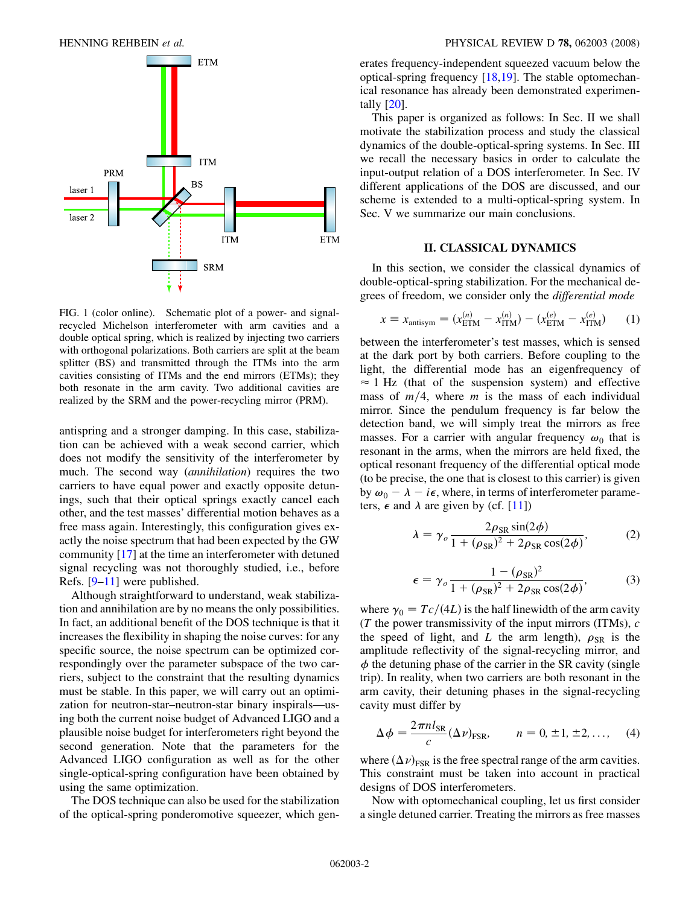FIG. 1 (color online). Schematic plot of a power- and signal-recycled Michelson interferometer with arm cavities and a double optical spring, which is realized by injecting two carriers with orthogonal polarizations. Both carriers are split at the beam splitter (BS) and transmitted through the ITMs into the arm cavities consisting of ITMs and the end mirrors (ETMs); they both resonate in the arm cavity. Two additional cavities are realized by the SRM and the power-recycling mirror (PRM).

antispring and a stronger damping. In this case, stabilization can be achieved with a weak second carrier, which does not modify the sensitivity of the interferometer by much. The second way (*annihilation*) requires the two carriers to have equal power and exactly opposite detunings, such that their optical springs exactly cancel each other, and the test masses' differential motion behaves as a free mass again. Interestingly, this configuration gives exactly the noise spectrum that had been expected by the GW community [17] at the time an interferometer with detuned signal recycling was not thoroughly studied, i.e., before Refs. [9–11] were published.

Although straightforward to understand, weak stabilization and annihilation are by no means the only possibilities. In fact, an additional benefit of the DOS technique is that it increases the flexibility in shaping the noise curves: for any specific source, the noise spectrum can be optimized correspondingly over the parameter subspace of the two carriers, subject to the constraint that the resulting dynamics must be stable. In this paper, we will carry out an optimization for neutron-star–neutron-star binary inspirals—using both the current noise budget of Advanced LIGO and a plausible noise budget for interferometers right beyond the second generation. Note that the parameters for the Advanced LIGO configuration as well as for the other single-optical-spring configuration have been obtained by using the same optimization.

The DOS technique can also be used for the stabilization of the optical-spring ponderomotive squeezer, which generates frequency-independent squeezed vacuum below the optical-spring frequency [18,19]. The stable optomechanical resonance has already been demonstrated experimentally [20].

This paper is organized as follows: In Sec. II we shall motivate the stabilization process and study the classical dynamics of the double-optical-spring systems. In Sec. III we recall the necessary basics in order to calculate the input-output relation of a DOS interferometer. In Sec. IV different applications of the DOS are discussed, and our scheme is extended to a multi-optical-spring system. In Sec. V we summarize our main conclusions.

## II. CLASSICAL DYNAMICS

In this section, we consider the classical dynamics of double-optical-spring stabilization. For the mechanical degrees of freedom, we consider only the *differential mode*

$$x \equiv x_{\text{antisym}} = (x_{\text{ETM}}^{(n)} - x_{\text{ITM}}^{(n)}) - (x_{\text{ETM}}^{(e)} - x_{\text{ITM}}^{(e)}) \qquad (1)$$

between the interferometer's test masses, which is sensed at the dark port by both carriers. Before coupling to the light, the differential mode has an eigenfrequency of $\approx 1$ Hz (that of the suspension system) and effective mass of $m/4$, where $m$ is the mass of each individual mirror. Since the pendulum frequency is far below the detection band, we will simply treat the mirrors as free masses. For a carrier with angular frequency $\omega_0$ that is resonant in the arms, when the mirrors are held fixed, the optical resonant frequency of the differential optical mode (to be precise, the one that is closest to this carrier) is given by $\omega_0 - \lambda - i\epsilon$, where, in terms of interferometer parameters, $\epsilon$ and $\lambda$ are given by (cf. [11])

$$\lambda = \gamma_o \frac{2\rho_{\text{SR}} \sin(2\phi)}{1 + (\rho_{\text{SR}})^2 + 2\rho_{\text{SR}} \cos(2\phi)}, \qquad (2)$$

$$\epsilon = \gamma_o \frac{1 - (\rho_{\text{SR}})^2}{1 + (\rho_{\text{SR}})^2 + 2\rho_{\text{SR}} \cos(2\phi)}, \qquad (3)$$

where $\gamma_0 = Tc/(4L)$ is the half linewidth of the arm cavity ($T$ the power transmissivity of the input mirrors (ITMs), $c$ the speed of light, and $L$ the arm length), $\rho_{\text{SR}}$ is the amplitude reflectivity of the signal-recycling mirror, and $\phi$ the detuning phase of the carrier in the SR cavity (single trip). In reality, when two carriers are both resonant in the arm cavity, their detuning phases in the signal-recycling cavity must differ by

$$\Delta\phi = \frac{2\pi n l_{\text{SR}}}{c} (\Delta\nu)_{\text{FSR}}, \qquad n = 0, \pm 1, \pm 2, \ldots, \qquad (4)$$

where $(\Delta\nu)_{\text{FSR}}$ is the free spectral range of the arm cavities. This constraint must be taken into account in practical designs of DOS interferometers.

Now with optomechanical coupling, let us first consider a single detuned carrier. Treating the mirrors as free masses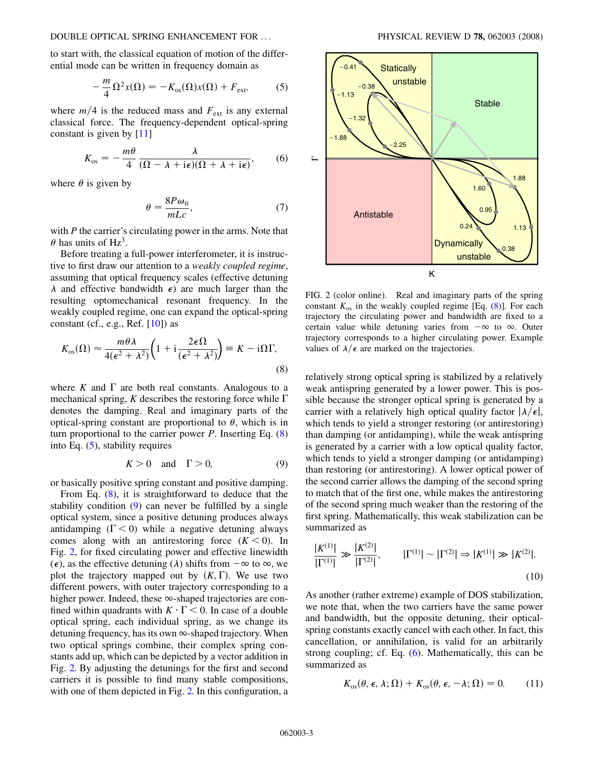to start with, the classical equation of motion of the differential mode can be written in frequency domain as

$$-\frac{m}{4}\Omega^2 x(\Omega) = -K_{\rm os}(\Omega)x(\Omega) + F_{\rm ext}, \tag{5}$$

where $m/4$ is the reduced mass and $F_{\rm ext}$ is any external classical force. The frequency-dependent optical-spring constant is given by [11]

$$K_{\rm os} = -\frac{m\theta}{4}\frac{\lambda}{(\Omega - \lambda + i\epsilon)(\Omega + \lambda + i\epsilon)}, \tag{6}$$

where $\theta$ is given by

$$\theta = \frac{8P\omega_0}{mLc}, \tag{7}$$

with $P$ the carrier's circulating power in the arms. Note that $\theta$ has units of $\mathrm{Hz}^3$.

Before treating a full-power interferometer, it is instructive to first draw our attention to a *weakly coupled regime*, assuming that optical frequency scales (effective detuning $\lambda$ and effective bandwidth $\epsilon$) are much larger than the resulting optomechanical resonant frequency. In the weakly coupled regime, one can expand the optical-spring constant (cf., e.g., Ref. [10]) as

$$K_{\rm os}(\Omega) \approx \frac{m\theta\lambda}{4(\epsilon^2 + \lambda^2)}\left(1 + i\frac{2\epsilon\Omega}{(\epsilon^2 + \lambda^2)}\right) \equiv K - i\Omega\Gamma, \tag{8}$$

where $K$ and $\Gamma$ are both real constants. Analogous to a mechanical spring, $K$ describes the restoring force while $\Gamma$ denotes the damping. Real and imaginary parts of the optical-spring constant are proportional to $\theta$, which is in turn proportional to the carrier power $P$. Inserting Eq. (8) into Eq. (5), stability requires

$$K > 0 \quad \text{and} \quad \Gamma > 0, \tag{9}$$

or basically positive spring constant and positive damping.

From Eq. (8), it is straightforward to deduce that the stability condition (9) can never be fulfilled by a single optical system, since a positive detuning produces always antidamping ($\Gamma < 0$) while a negative detuning always comes along with an antirestoring force ($K < 0$). In Fig. 2, for fixed circulating power and effective linewidth ($\epsilon$), as the effective detuning ($\lambda$) shifts from $-\infty$ to $\infty$, we plot the trajectory mapped out by $(K, \Gamma)$. We use two different powers, with outer trajectory corresponding to a higher power. Indeed, these $\infty$-shaped trajectories are confined within quadrants with $K \cdot \Gamma < 0$. In case of a double optical spring, each individual spring, as we change its detuning frequency, has its own $\infty$-shaped trajectory. When two optical springs combine, their complex spring constants add up, which can be depicted by a vector addition in Fig. 2. By adjusting the detunings for the first and second carriers it is possible to find many stable compositions, with one of them depicted in Fig. 2. In this configuration, a relatively strong optical spring is stabilized by a relatively weak antispring generated by a lower power. This is possible because the stronger optical spring is generated by a carrier with a relatively high optical quality factor $|\lambda/\epsilon|$, which tends to yield a stronger restoring (or antirestoring) than damping (or antidamping), while the weak antispring is generated by a carrier with a low optical quality factor, which tends to yield a stronger damping (or antidamping) than restoring (or antirestoring). A lower optical power of the second carrier allows the damping of the second spring to match that of the first one, while makes the antirestoring of the second spring much weaker than the restoring of the first spring. Mathematically, this weak stabilization can be summarized as

FIG. 2 (color online). Real and imaginary parts of the spring constant $K_{\rm os}$ in the weakly coupled regime [Eq. (8)]. For each trajectory the circulating power and bandwidth are fixed to a certain value while detuning varies from $-\infty$ to $\infty$. Outer trajectory corresponds to a higher circulating power. Example values of $\lambda/\epsilon$ are marked on the trajectories.

$$\frac{|K^{(1)}|}{|\Gamma^{(1)}|} \gg \frac{|K^{(2)}|}{|\Gamma^{(2)}|}, \qquad |\Gamma^{(1)}| \sim |\Gamma^{(2)}| \Rightarrow |K^{(1)}| \gg |K^{(2)}|. \tag{10}$$

As another (rather extreme) example of DOS stabilization, we note that, when the two carriers have the same power and bandwidth, but the opposite detuning, their optical-spring constants exactly cancel with each other. In fact, this cancellation, or annihilation, is valid for an arbitrarily strong coupling; cf. Eq. (6). Mathematically, this can be summarized as

$$K_{\rm os}(\theta, \epsilon, \lambda; \Omega) + K_{\rm os}(\theta, \epsilon, -\lambda; \Omega) = 0. \tag{11}$$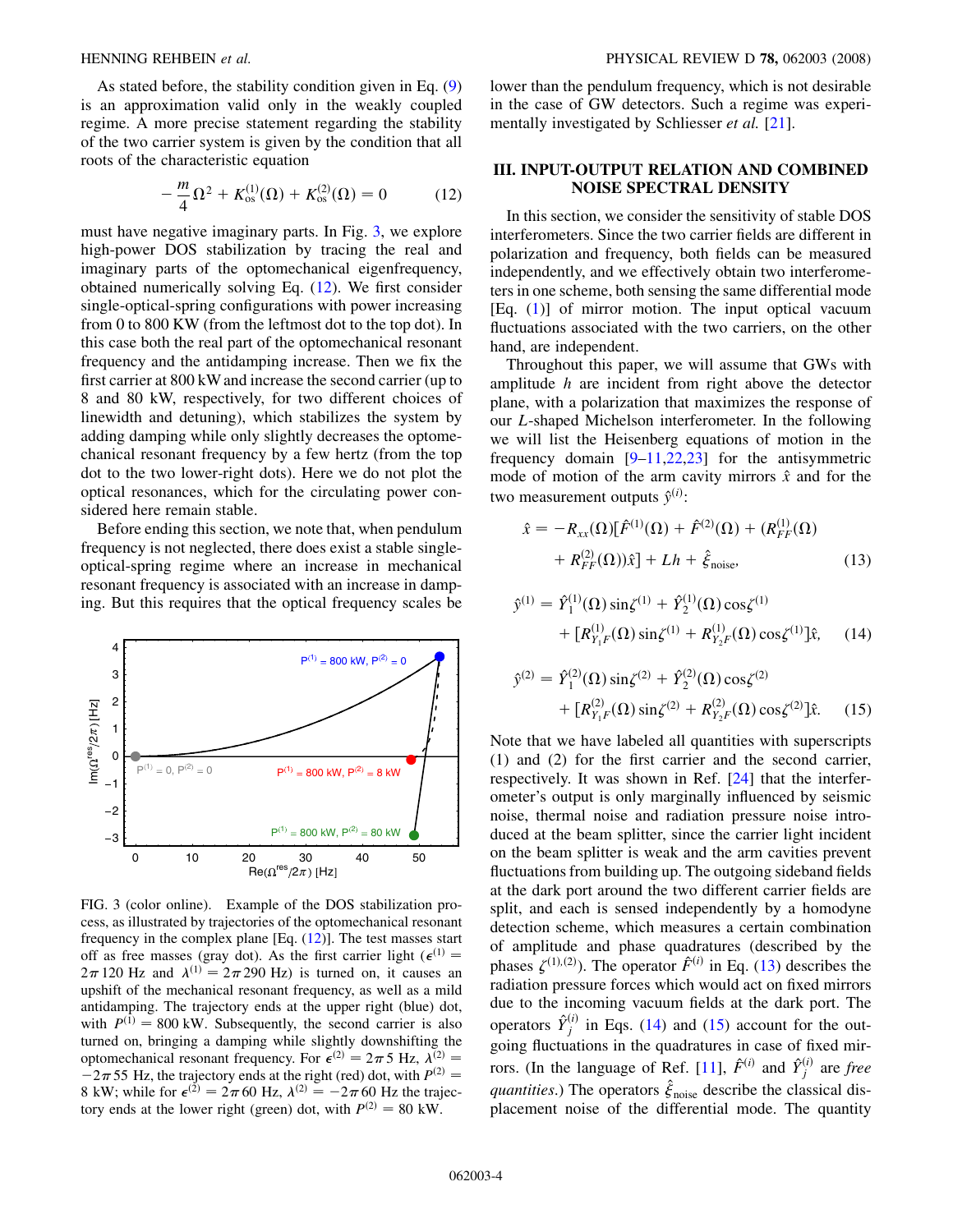As stated before, the stability condition given in Eq. (9) is an approximation valid only in the weakly coupled regime. A more precise statement regarding the stability of the two carrier system is given by the condition that all roots of the characteristic equation

$$-\frac{m}{4}\Omega^2 + K_{\rm os}^{(1)}(\Omega) + K_{\rm os}^{(2)}(\Omega) = 0 \tag{12}$$

must have negative imaginary parts. In Fig. 3, we explore high-power DOS stabilization by tracing the real and imaginary parts of the optomechanical eigenfrequency, obtained numerically solving Eq. (12). We first consider single-optical-spring configurations with power increasing from 0 to 800 KW (from the leftmost dot to the top dot). In this case both the real part of the optomechanical resonant frequency and the antidamping increase. Then we fix the first carrier at 800 kW and increase the second carrier (up to 8 and 80 kW, respectively, for two different choices of linewidth and detuning), which stabilizes the system by adding damping while only slightly decreases the optomechanical resonant frequency by a few hertz (from the top dot to the two lower-right dots). Here we do not plot the optical resonances, which for the circulating power considered here remain stable.

Before ending this section, we note that, when pendulum frequency is not neglected, there does exist a stable single-optical-spring regime where an increase in mechanical resonant frequency is associated with an increase in damping. But this requires that the optical frequency scales be lower than the pendulum frequency, which is not desirable in the case of GW detectors. Such a regime was experimentally investigated by Schliesser *et al.* [21].

FIG. 3 (color online). Example of the DOS stabilization process, as illustrated by trajectories of the optomechanical resonant frequency in the complex plane [Eq. (12)]. The test masses start off as free masses (gray dot). As the first carrier light ($\epsilon^{(1)} = 2\pi\,120$ Hz and $\lambda^{(1)} = 2\pi\,290$ Hz) is turned on, it causes an upshift of the mechanical resonant frequency, as well as a mild antidamping. The trajectory ends at the upper right (blue) dot, with $P^{(1)} = 800$ kW. Subsequently, the second carrier is also turned on, bringing a damping while slightly downshifting the optomechanical resonant frequency. For $\epsilon^{(2)} = 2\pi\,5$ Hz, $\lambda^{(2)} = -2\pi\,55$ Hz, the trajectory ends at the right (red) dot, with $P^{(2)} = 8$ kW; while for $\epsilon^{(2)} = 2\pi\,60$ Hz, $\lambda^{(2)} = -2\pi\,60$ Hz the trajectory ends at the lower right (green) dot, with $P^{(2)} = 80$ kW.

## III. INPUT-OUTPUT RELATION AND COMBINED NOISE SPECTRAL DENSITY

In this section, we consider the sensitivity of stable DOS interferometers. Since the two carrier fields are different in polarization and frequency, both fields can be measured independently, and we effectively obtain two interferometers in one scheme, both sensing the same differential mode [Eq. (1)] of mirror motion. The input optical vacuum fluctuations associated with the two carriers, on the other hand, are independent.

Throughout this paper, we will assume that GWs with amplitude $h$ are incident from right above the detector plane, with a polarization that maximizes the response of our $L$-shaped Michelson interferometer. In the following we will list the Heisenberg equations of motion in the frequency domain [9–11,22,23] for the antisymmetric mode of motion of the arm cavity mirrors $\hat{x}$ and for the two measurement outputs $\hat{y}^{(i)}$:

$$\hat{x} = -R_{xx}(\Omega)[\hat{F}^{(1)}(\Omega) + \hat{F}^{(2)}(\Omega) + (R_{FF}^{(1)}(\Omega) + R_{FF}^{(2)}(\Omega))\hat{x}] + Lh + \hat{\xi}_{\rm noise}, \tag{13}$$

$$\hat{y}^{(1)} = \hat{Y}_1^{(1)}(\Omega)\sin\zeta^{(1)} + \hat{Y}_2^{(1)}(\Omega)\cos\zeta^{(1)} + [R_{Y_1F}^{(1)}(\Omega)\sin\zeta^{(1)} + R_{Y_2F}^{(1)}(\Omega)\cos\zeta^{(1)}]\hat{x}, \tag{14}$$

$$\hat{y}^{(2)} = \hat{Y}_1^{(2)}(\Omega)\sin\zeta^{(2)} + \hat{Y}_2^{(2)}(\Omega)\cos\zeta^{(2)} + [R_{Y_1F}^{(2)}(\Omega)\sin\zeta^{(2)} + R_{Y_2F}^{(2)}(\Omega)\cos\zeta^{(2)}]\hat{x}. \tag{15}$$

Note that we have labeled all quantities with superscripts (1) and (2) for the first carrier and the second carrier, respectively. It was shown in Ref. [24] that the interferometer's output is only marginally influenced by seismic noise, thermal noise and radiation pressure noise introduced at the beam splitter, since the carrier light incident on the beam splitter is weak and the arm cavities prevent fluctuations from building up. The outgoing sideband fields at the dark port around the two different carrier fields are split, and each is sensed independently by a homodyne detection scheme, which measures a certain combination of amplitude and phase quadratures (described by the phases $\zeta^{(1),(2)}$). The operator $\hat{F}^{(i)}$ in Eq. (13) describes the radiation pressure forces which would act on fixed mirrors due to the incoming vacuum fields at the dark port. The operators $\hat{Y}_j^{(i)}$ in Eqs. (14) and (15) account for the outgoing fluctuations in the quadratures in case of fixed mirrors. (In the language of Ref. [11], $\hat{F}^{(i)}$ and $\hat{Y}_j^{(i)}$ are *free quantities*.) The operators $\hat{\xi}_{\rm noise}$ describe the classical displacement noise of the differential mode. The quantity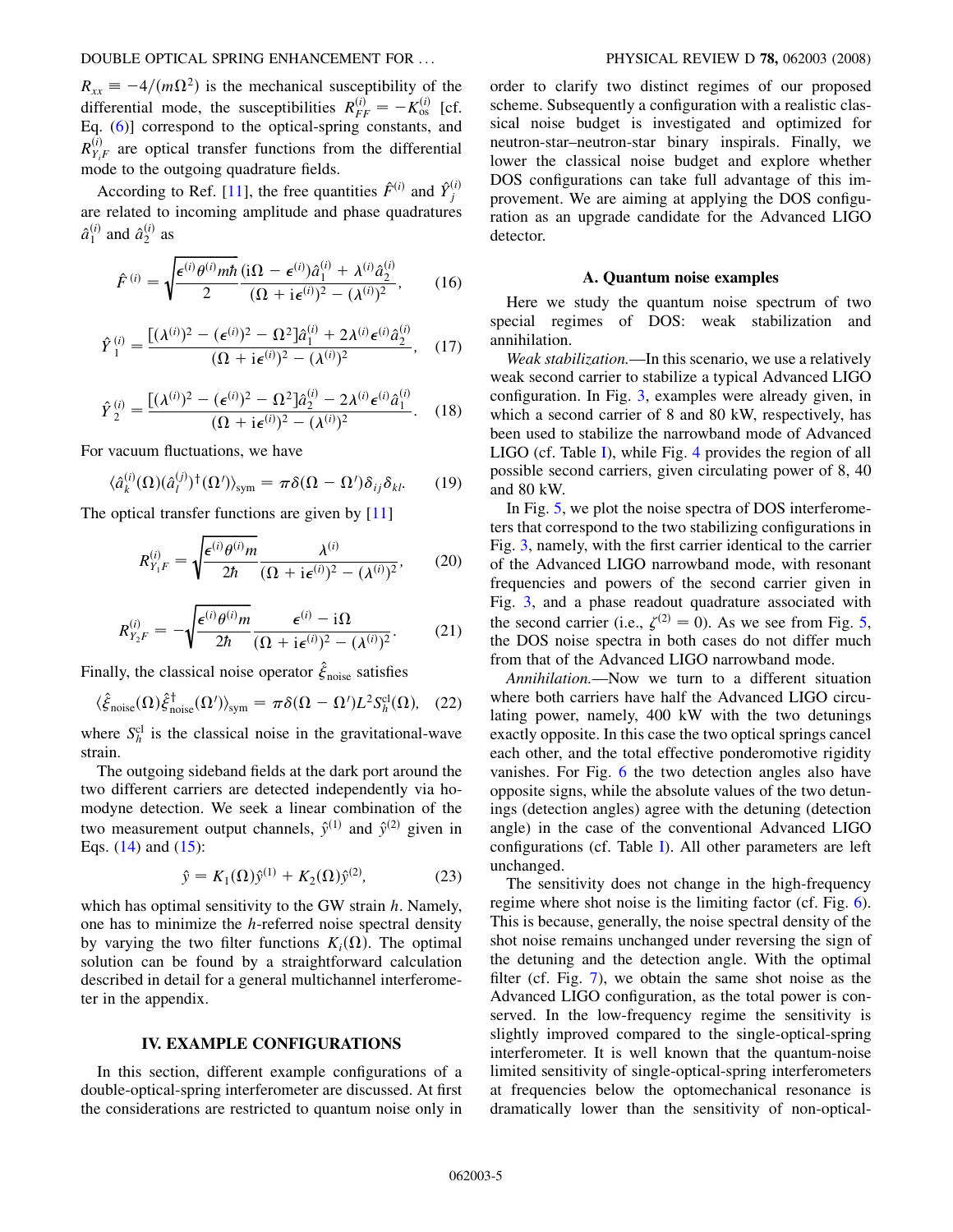$R_{xx} \equiv -4/(m\Omega^2)$ is the mechanical susceptibility of the differential mode, the susceptibilities $R_{FF}^{(i)} = -K_{\rm os}^{(i)}$ [cf. Eq. (6)] correspond to the optical-spring constants, and $R_{Y_iF}^{(i)}$ are optical transfer functions from the differential mode to the outgoing quadrature fields.

According to Ref. [11], the free quantities $\hat{F}^{(i)}$ and $\hat{Y}_j^{(i)}$ are related to incoming amplitude and phase quadratures $\hat{a}_1^{(i)}$ and $\hat{a}_2^{(i)}$ as

$$\hat{F}^{(i)} = \sqrt{\frac{\epsilon^{(i)}\theta^{(i)}m\hbar}{2}}\frac{(\mathrm{i}\Omega - \epsilon^{(i)})\hat{a}_1^{(i)} + \lambda^{(i)}\hat{a}_2^{(i)}}{(\Omega + \mathrm{i}\epsilon^{(i)})^2 - (\lambda^{(i)})^2}, \tag{16}$$

$$\hat{Y}_1^{(i)} = \frac{[(\lambda^{(i)})^2 - (\epsilon^{(i)})^2 - \Omega^2]\hat{a}_1^{(i)} + 2\lambda^{(i)}\epsilon^{(i)}\hat{a}_2^{(i)}}{(\Omega + \mathrm{i}\epsilon^{(i)})^2 - (\lambda^{(i)})^2}, \tag{17}$$

$$\hat{Y}_2^{(i)} = \frac{[(\lambda^{(i)})^2 - (\epsilon^{(i)})^2 - \Omega^2]\hat{a}_2^{(i)} - 2\lambda^{(i)}\epsilon^{(i)}\hat{a}_1^{(i)}}{(\Omega + \mathrm{i}\epsilon^{(i)})^2 - (\lambda^{(i)})^2}. \tag{18}$$

For vacuum fluctuations, we have

$$\langle \hat{a}_k^{(i)}(\Omega)(\hat{a}_l^{(j)})^\dagger(\Omega')\rangle_{\rm sym} = \pi\delta(\Omega - \Omega')\delta_{ij}\delta_{kl}. \tag{19}$$

The optical transfer functions are given by [11]

$$R_{Y_1F}^{(i)} = \sqrt{\frac{\epsilon^{(i)}\theta^{(i)}m}{2\hbar}}\frac{\lambda^{(i)}}{(\Omega + \mathrm{i}\epsilon^{(i)})^2 - (\lambda^{(i)})^2}, \tag{20}$$

$$R_{Y_2F}^{(i)} = -\sqrt{\frac{\epsilon^{(i)}\theta^{(i)}m}{2\hbar}}\frac{\epsilon^{(i)} - \mathrm{i}\Omega}{(\Omega + \mathrm{i}\epsilon^{(i)})^2 - (\lambda^{(i)})^2}. \tag{21}$$

Finally, the classical noise operator $\hat{\xi}_{\rm noise}$ satisfies

$$\langle \hat{\xi}_{\rm noise}(\Omega)\hat{\xi}_{\rm noise}^\dagger(\Omega')\rangle_{\rm sym} = \pi\delta(\Omega - \Omega')L^2 S_h^{\rm cl}(\Omega), \tag{22}$$

where $S_h^{\rm cl}$ is the classical noise in the gravitational-wave strain.

The outgoing sideband fields at the dark port around the two different carriers are detected independently via homodyne detection. We seek a linear combination of the two measurement output channels, $\hat{y}^{(1)}$ and $\hat{y}^{(2)}$ given in Eqs. (14) and (15):

$$\hat{y} = K_1(\Omega)\hat{y}^{(1)} + K_2(\Omega)\hat{y}^{(2)}, \tag{23}$$

which has optimal sensitivity to the GW strain $h$. Namely, one has to minimize the $h$-referred noise spectral density by varying the two filter functions $K_i(\Omega)$. The optimal solution can be found by a straightforward calculation described in detail for a general multichannel interferometer in the appendix.

## IV. EXAMPLE CONFIGURATIONS

In this section, different example configurations of a double-optical-spring interferometer are discussed. At first the considerations are restricted to quantum noise only in order to clarify two distinct regimes of our proposed scheme. Subsequently a configuration with a realistic classical noise budget is investigated and optimized for neutron-star–neutron-star binary inspirals. Finally, we lower the classical noise budget and explore whether DOS configurations can take full advantage of this improvement. We are aiming at applying the DOS configuration as an upgrade candidate for the Advanced LIGO detector.

### A. Quantum noise examples

Here we study the quantum noise spectrum of two special regimes of DOS: weak stabilization and annihilation.

*Weak stabilization.*—In this scenario, we use a relatively weak second carrier to stabilize a typical Advanced LIGO configuration. In Fig. 3, examples were already given, in which a second carrier of 8 and 80 kW, respectively, has been used to stabilize the narrowband mode of Advanced LIGO (cf. Table I), while Fig. 4 provides the region of all possible second carriers, given circulating power of 8, 40 and 80 kW.

In Fig. 5, we plot the noise spectra of DOS interferometers that correspond to the two stabilizing configurations in Fig. 3, namely, with the first carrier identical to the carrier of the Advanced LIGO narrowband mode, with resonant frequencies and powers of the second carrier given in Fig. 3, and a phase readout quadrature associated with the second carrier (i.e., $\zeta^{(2)} = 0$). As we see from Fig. 5, the DOS noise spectra in both cases do not differ much from that of the Advanced LIGO narrowband mode.

*Annihilation.*—Now we turn to a different situation where both carriers have half the Advanced LIGO circulating power, namely, 400 kW with the two detunings exactly opposite. In this case the two optical springs cancel each other, and the total effective ponderomotive rigidity vanishes. For Fig. 6 the two detection angles also have opposite signs, while the absolute values of the two detunings (detection angles) agree with the detuning (detection angle) in the case of the conventional Advanced LIGO configurations (cf. Table I). All other parameters are left unchanged.

The sensitivity does not change in the high-frequency regime where shot noise is the limiting factor (cf. Fig. 6). This is because, generally, the noise spectral density of the shot noise remains unchanged under reversing the sign of the detuning and the detection angle. With the optimal filter (cf. Fig. 7), we obtain the same shot noise as the Advanced LIGO configuration, as the total power is conserved. In the low-frequency regime the sensitivity is slightly improved compared to the single-optical-spring interferometer. It is well known that the quantum-noise limited sensitivity of single-optical-spring interferometers at frequencies below the optomechanical resonance is dramatically lower than the sensitivity of non-optical-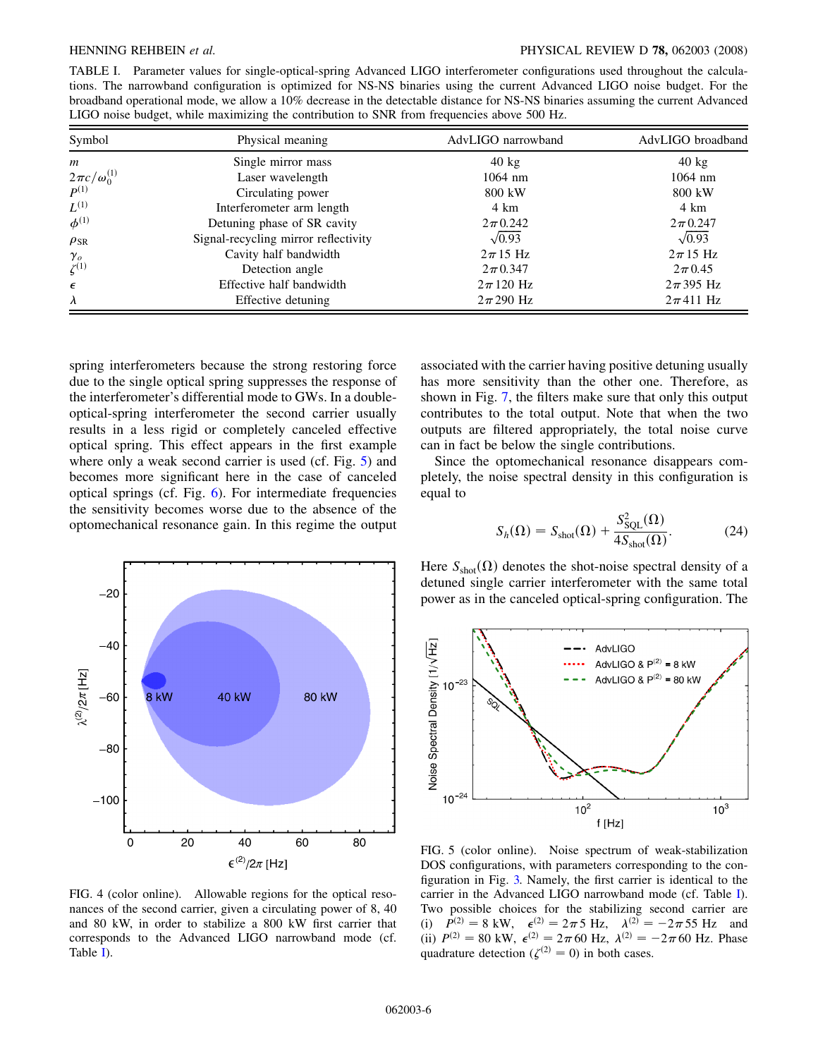TABLE I. Parameter values for single-optical-spring Advanced LIGO interferometer configurations used throughout the calculations. The narrowband configuration is optimized for NS-NS binaries using the current Advanced LIGO noise budget. For the broadband operational mode, we allow a 10% decrease in the detectable distance for NS-NS binaries assuming the current Advanced LIGO noise budget, while maximizing the contribution to SNR from frequencies above 500 Hz.

| Symbol | Physical meaning | AdvLIGO narrowband | AdvLIGO broadband |
|---|---|---|---|
| $m$ | Single mirror mass | 40 kg | 40 kg |
| $2\pi c/\omega_0^{(1)}$ | Laser wavelength | 1064 nm | 1064 nm |
| $P^{(1)}$ | Circulating power | 800 kW | 800 kW |
| $L^{(1)}$ | Interferometer arm length | 4 km | 4 km |
| $\phi^{(1)}$ | Detuning phase of SR cavity | $2\pi 0.242$ | $2\pi 0.247$ |
| $\rho_{\rm SR}$ | Signal-recycling mirror reflectivity | $\sqrt{0.93}$ | $\sqrt{0.93}$ |
| $\gamma_o$ | Cavity half bandwidth | $2\pi 15$ Hz | $2\pi 15$ Hz |
| $\zeta^{(1)}$ | Detection angle | $2\pi 0.347$ | $2\pi 0.45$ |
| $\epsilon$ | Effective half bandwidth | $2\pi 120$ Hz | $2\pi 395$ Hz |
| $\lambda$ | Effective detuning | $2\pi 290$ Hz | $2\pi 411$ Hz |

spring interferometers because the strong restoring force due to the single optical spring suppresses the response of the interferometer's differential mode to GWs. In a double-optical-spring interferometer the second carrier usually results in a less rigid or completely canceled effective optical spring. This effect appears in the first example where only a weak second carrier is used (cf. Fig. 5) and becomes more significant here in the case of canceled optical springs (cf. Fig. 6). For intermediate frequencies the sensitivity becomes worse due to the absence of the optomechanical resonance gain. In this regime the output associated with the carrier having positive detuning usually has more sensitivity than the other one. Therefore, as shown in Fig. 7, the filters make sure that only this output contributes to the total output. Note that when the two outputs are filtered appropriately, the total noise curve can in fact be below the single contributions.

FIG. 4 (color online). Allowable regions for the optical resonances of the second carrier, given a circulating power of 8, 40 and 80 kW, in order to stabilize a 800 kW first carrier that corresponds to the Advanced LIGO narrowband mode (cf. Table I).

Since the optomechanical resonance disappears completely, the noise spectral density in this configuration is equal to

$$S_h(\Omega) = S_{\rm shot}(\Omega) + \frac{S_{\rm SQL}^2(\Omega)}{4S_{\rm shot}(\Omega)}. \tag{24}$$

Here $S_{\rm shot}(\Omega)$ denotes the shot-noise spectral density of a detuned single carrier interferometer with the same total power as in the canceled optical-spring configuration. The

FIG. 5 (color online). Noise spectrum of weak-stabilization DOS configurations, with parameters corresponding to the configuration in Fig. 3. Namely, the first carrier is identical to the carrier in the Advanced LIGO narrowband mode (cf. Table I). Two possible choices for the stabilizing second carrier are (i) $P^{(2)} = 8$ kW, $\epsilon^{(2)} = 2\pi 5$ Hz, $\lambda^{(2)} = -2\pi 55$ Hz and (ii) $P^{(2)} = 80$ kW, $\epsilon^{(2)} = 2\pi 60$ Hz, $\lambda^{(2)} = -2\pi 60$ Hz. Phase quadrature detection ($\zeta^{(2)} = 0$) in both cases.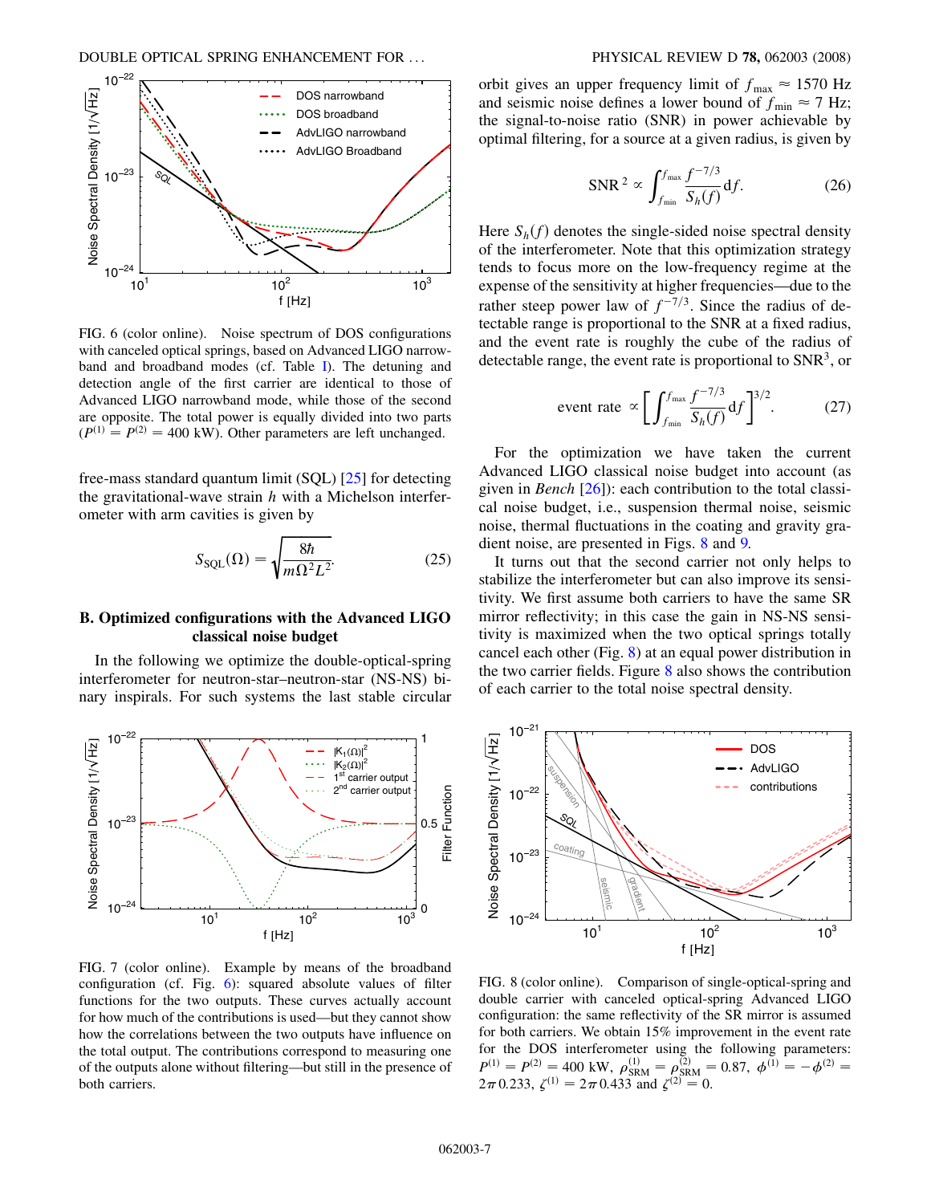FIG. 6 (color online). Noise spectrum of DOS configurations with canceled optical springs, based on Advanced LIGO narrowband and broadband modes (cf. Table I). The detuning and detection angle of the first carrier are identical to those of Advanced LIGO narrowband mode, while those of the second are opposite. The total power is equally divided into two parts ($P^{(1)} = P^{(2)} = 400$ kW). Other parameters are left unchanged.

free-mass standard quantum limit (SQL) [25] for detecting the gravitational-wave strain $h$ with a Michelson interferometer with arm cavities is given by

$$S_{\rm SQL}(\Omega) = \sqrt{\frac{8\hbar}{m\Omega^2 L^2}}. \qquad (25)$$

### B. Optimized configurations with the Advanced LIGO classical noise budget

In the following we optimize the double-optical-spring interferometer for neutron-star–neutron-star (NS-NS) binary inspirals. For such systems the last stable circular orbit gives an upper frequency limit of $f_{\rm max} \approx 1570$ Hz and seismic noise defines a lower bound of $f_{\rm min} \approx 7$ Hz; the signal-to-noise ratio (SNR) in power achievable by optimal filtering, for a source at a given radius, is given by

$$\mathrm{SNR}^2 \propto \int_{f_{\rm min}}^{f_{\rm max}} \frac{f^{-7/3}}{S_h(f)} \mathrm{d}f. \qquad (26)$$

Here $S_h(f)$ denotes the single-sided noise spectral density of the interferometer. Note that this optimization strategy tends to focus more on the low-frequency regime at the expense of the sensitivity at higher frequencies—due to the rather steep power law of $f^{-7/3}$. Since the radius of detectable range is proportional to the SNR at a fixed radius, and the event rate is roughly the cube of the radius of detectable range, the event rate is proportional to $\mathrm{SNR}^3$, or

$$\text{event rate} \propto \left[\int_{f_{\rm min}}^{f_{\rm max}} \frac{f^{-7/3}}{S_h(f)} \mathrm{d}f\right]^{3/2}. \qquad (27)$$

For the optimization we have taken the current Advanced LIGO classical noise budget into account (as given in *Bench* [26]): each contribution to the total classical noise budget, i.e., suspension thermal noise, seismic noise, thermal fluctuations in the coating and gravity gradient noise, are presented in Figs. 8 and 9.

It turns out that the second carrier not only helps to stabilize the interferometer but can also improve its sensitivity. We first assume both carriers to have the same SR mirror reflectivity; in this case the gain in NS-NS sensitivity is maximized when the two optical springs totally cancel each other (Fig. 8) at an equal power distribution in the two carrier fields. Figure 8 also shows the contribution of each carrier to the total noise spectral density.

FIG. 7 (color online). Example by means of the broadband configuration (cf. Fig. 6): squared absolute values of filter functions for the two outputs. These curves actually account for how much of the contributions is used—but they cannot show how the correlations between the two outputs have influence on the total output. The contributions correspond to measuring one of the outputs alone without filtering—but still in the presence of both carriers.

FIG. 8 (color online). Comparison of single-optical-spring and double carrier with canceled optical-spring Advanced LIGO configuration: the same reflectivity of the SR mirror is assumed for both carriers. We obtain 15% improvement in the event rate for the DOS interferometer using the following parameters: $P^{(1)} = P^{(2)} = 400$ kW, $\rho_{\rm SRM}^{(1)} = \rho_{\rm SRM}^{(2)} = 0.87$, $\phi^{(1)} = -\phi^{(2)} = 2\pi\, 0.233$, $\zeta^{(1)} = 2\pi\, 0.433$ and $\zeta^{(2)} = 0$.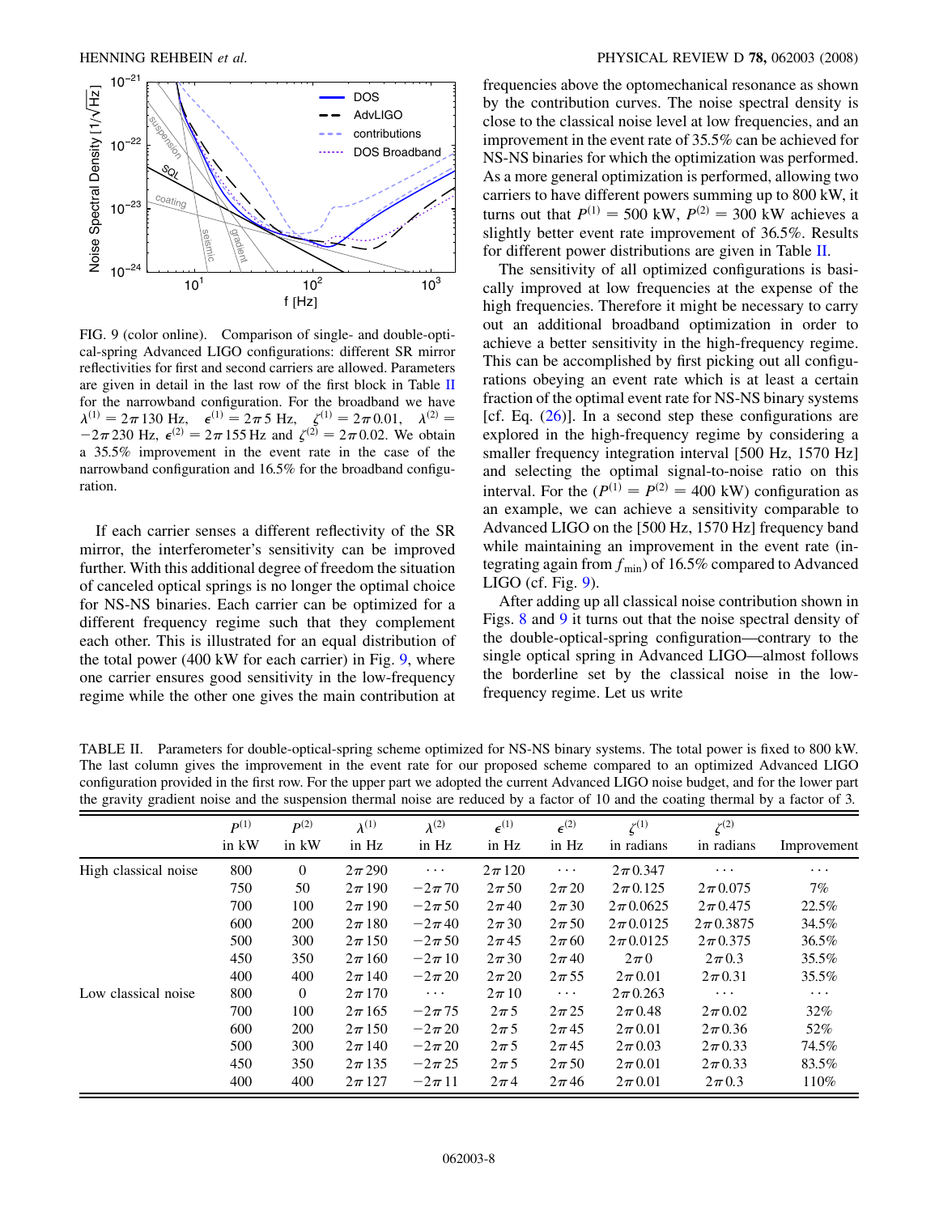FIG. 9 (color online). Comparison of single- and double-optical-spring Advanced LIGO configurations: different SR mirror reflectivities for first and second carriers are allowed. Parameters are given in detail in the last row of the first block in Table II for the narrowband configuration. For the broadband we have $\lambda^{(1)} = 2\pi\, 130$ Hz, $\epsilon^{(1)} = 2\pi\, 5$ Hz, $\zeta^{(1)} = 2\pi\, 0.01$, $\lambda^{(2)} = -2\pi\, 230$ Hz, $\epsilon^{(2)} = 2\pi\, 155$ Hz and $\zeta^{(2)} = 2\pi\, 0.02$. We obtain a 35.5% improvement in the event rate in the case of the narrowband configuration and 16.5% for the broadband configuration.

If each carrier senses a different reflectivity of the SR mirror, the interferometer's sensitivity can be improved further. With this additional degree of freedom the situation of canceled optical springs is no longer the optimal choice for NS-NS binaries. Each carrier can be optimized for a different frequency regime such that they complement each other. This is illustrated for an equal distribution of the total power (400 kW for each carrier) in Fig. 9, where one carrier ensures good sensitivity in the low-frequency regime while the other one gives the main contribution at frequencies above the optomechanical resonance as shown by the contribution curves. The noise spectral density is close to the classical noise level at low frequencies, and an improvement in the event rate of 35.5% can be achieved for NS-NS binaries for which the optimization was performed. As a more general optimization is performed, allowing two carriers to have different powers summing up to 800 kW, it turns out that $P^{(1)} = 500$ kW, $P^{(2)} = 300$ kW achieves a slightly better event rate improvement of 36.5%. Results for different power distributions are given in Table II.

The sensitivity of all optimized configurations is basically improved at low frequencies at the expense of the high frequencies. Therefore it might be necessary to carry out an additional broadband optimization in order to achieve a better sensitivity in the high-frequency regime. This can be accomplished by first picking out all configurations obeying an event rate which is at least a certain fraction of the optimal event rate for NS-NS binary systems [cf. Eq. (26)]. In a second step these configurations are explored in the high-frequency regime by considering a smaller frequency integration interval [500 Hz, 1570 Hz] and selecting the optimal signal-to-noise ratio on this interval. For the ($P^{(1)} = P^{(2)} = 400$ kW) configuration as an example, we can achieve a sensitivity comparable to Advanced LIGO on the [500 Hz, 1570 Hz] frequency band while maintaining an improvement in the event rate (integrating again from $f_{\min}$) of 16.5% compared to Advanced LIGO (cf. Fig. 9).

After adding up all classical noise contribution shown in Figs. 8 and 9 it turns out that the noise spectral density of the double-optical-spring configuration—contrary to the single optical spring in Advanced LIGO—almost follows the borderline set by the classical noise in the low-frequency regime. Let us write

TABLE II. Parameters for double-optical-spring scheme optimized for NS-NS binary systems. The total power is fixed to 800 kW. The last column gives the improvement in the event rate for our proposed scheme compared to an optimized Advanced LIGO configuration provided in the first row. For the upper part we adopted the current Advanced LIGO noise budget, and for the lower part the gravity gradient noise and the suspension thermal noise are reduced by a factor of 10 and the coating thermal by a factor of 3.

| | $P^{(1)}$ in kW | $P^{(2)}$ in kW | $\lambda^{(1)}$ in Hz | $\lambda^{(2)}$ in Hz | $\epsilon^{(1)}$ in Hz | $\epsilon^{(2)}$ in Hz | $\zeta^{(1)}$ in radians | $\zeta^{(2)}$ in radians | Improvement |
|---|---|---|---|---|---|---|---|---|---|
| High classical noise | 800 | 0 | $2\pi\, 290$ | $\cdots$ | $2\pi\, 120$ | $\cdots$ | $2\pi\, 0.347$ | $\cdots$ | $\cdots$ |
| | 750 | 50 | $2\pi\, 190$ | $-2\pi\, 70$ | $2\pi\, 50$ | $2\pi\, 20$ | $2\pi\, 0.125$ | $2\pi\, 0.075$ | 7% |
| | 700 | 100 | $2\pi\, 190$ | $-2\pi\, 50$ | $2\pi\, 40$ | $2\pi\, 30$ | $2\pi\, 0.0625$ | $2\pi\, 0.475$ | 22.5% |
| | 600 | 200 | $2\pi\, 180$ | $-2\pi\, 40$ | $2\pi\, 30$ | $2\pi\, 50$ | $2\pi\, 0.0125$ | $2\pi\, 0.3875$ | 34.5% |
| | 500 | 300 | $2\pi\, 150$ | $-2\pi\, 50$ | $2\pi\, 45$ | $2\pi\, 60$ | $2\pi\, 0.0125$ | $2\pi\, 0.375$ | 36.5% |
| | 450 | 350 | $2\pi\, 160$ | $-2\pi\, 10$ | $2\pi\, 30$ | $2\pi\, 40$ | $2\pi\, 0$ | $2\pi\, 0.3$ | 35.5% |
| | 400 | 400 | $2\pi\, 140$ | $-2\pi\, 20$ | $2\pi\, 20$ | $2\pi\, 55$ | $2\pi\, 0.01$ | $2\pi\, 0.31$ | 35.5% |
| Low classical noise | 800 | 0 | $2\pi\, 170$ | $\cdots$ | $2\pi\, 10$ | $\cdots$ | $2\pi\, 0.263$ | $\cdots$ | $\cdots$ |
| | 700 | 100 | $2\pi\, 165$ | $-2\pi\, 75$ | $2\pi\, 5$ | $2\pi\, 25$ | $2\pi\, 0.48$ | $2\pi\, 0.02$ | 32% |
| | 600 | 200 | $2\pi\, 150$ | $-2\pi\, 20$ | $2\pi\, 5$ | $2\pi\, 45$ | $2\pi\, 0.01$ | $2\pi\, 0.36$ | 52% |
| | 500 | 300 | $2\pi\, 140$ | $-2\pi\, 20$ | $2\pi\, 5$ | $2\pi\, 45$ | $2\pi\, 0.03$ | $2\pi\, 0.33$ | 74.5% |
| | 450 | 350 | $2\pi\, 135$ | $-2\pi\, 25$ | $2\pi\, 5$ | $2\pi\, 50$ | $2\pi\, 0.01$ | $2\pi\, 0.33$ | 83.5% |
| | 400 | 400 | $2\pi\, 127$ | $-2\pi\, 11$ | $2\pi\, 4$ | $2\pi\, 46$ | $2\pi\, 0.01$ | $2\pi\, 0.3$ | 110% |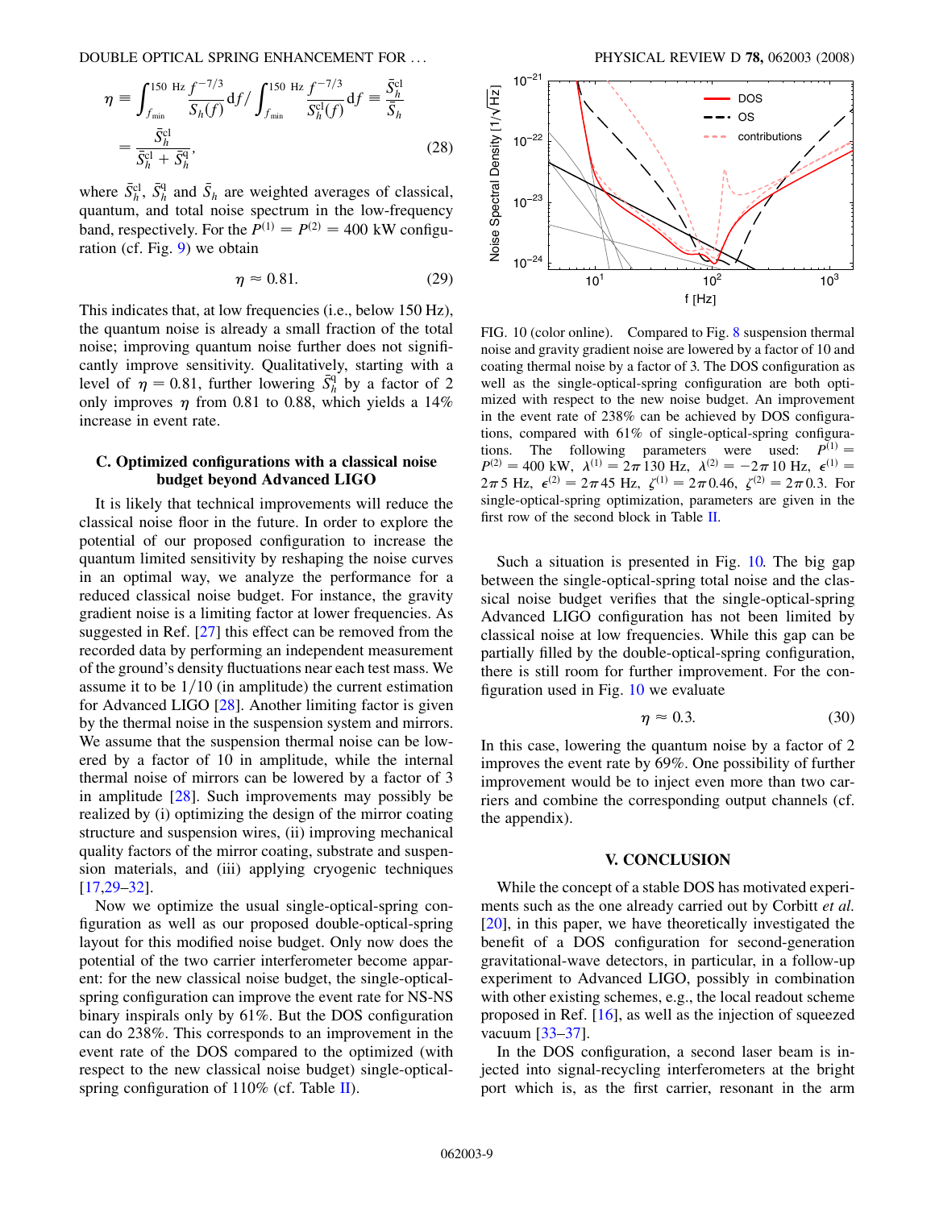$$\eta \equiv \int_{f_{\min}}^{150\ \mathrm{Hz}} \frac{f^{-7/3}}{S_h(f)} \mathrm{d}f \Big/ \int_{f_{\min}}^{150\ \mathrm{Hz}} \frac{f^{-7/3}}{S_h^{\mathrm{cl}}(f)} \mathrm{d}f \equiv \frac{\bar{S}_h^{\mathrm{cl}}}{\bar{S}_h} = \frac{\bar{S}_h^{\mathrm{cl}}}{\bar{S}_h^{\mathrm{cl}} + \bar{S}_h^{\mathrm{q}}}, \tag{28}$$

where $\bar{S}_h^{\mathrm{cl}}$, $\bar{S}_h^{\mathrm{q}}$ and $\bar{S}_h$ are weighted averages of classical, quantum, and total noise spectrum in the low-frequency band, respectively. For the $P^{(1)} = P^{(2)} = 400$ kW configuration (cf. Fig. 9) we obtain

$$\eta \approx 0.81. \tag{29}$$

This indicates that, at low frequencies (i.e., below 150 Hz), the quantum noise is already a small fraction of the total noise; improving quantum noise further does not significantly improve sensitivity. Qualitatively, starting with a level of $\eta = 0.81$, further lowering $\bar{S}_h^{\mathrm{q}}$ by a factor of 2 only improves $\eta$ from 0.81 to 0.88, which yields a 14% increase in event rate.

### C. Optimized configurations with a classical noise budget beyond Advanced LIGO

It is likely that technical improvements will reduce the classical noise floor in the future. In order to explore the potential of our proposed configuration to increase the quantum limited sensitivity by reshaping the noise curves in an optimal way, we analyze the performance for a reduced classical noise budget. For instance, the gravity gradient noise is a limiting factor at lower frequencies. As suggested in Ref. [27] this effect can be removed from the recorded data by performing an independent measurement of the ground's density fluctuations near each test mass. We assume it to be 1/10 (in amplitude) the current estimation for Advanced LIGO [28]. Another limiting factor is given by the thermal noise in the suspension system and mirrors. We assume that the suspension thermal noise can be lowered by a factor of 10 in amplitude, while the internal thermal noise of mirrors can be lowered by a factor of 3 in amplitude [28]. Such improvements may possibly be realized by (i) optimizing the design of the mirror coating structure and suspension wires, (ii) improving mechanical quality factors of the mirror coating, substrate and suspension materials, and (iii) applying cryogenic techniques [17,29–32].

Now we optimize the usual single-optical-spring configuration as well as our proposed double-optical-spring layout for this modified noise budget. Only now does the potential of the two carrier interferometer become apparent: for the new classical noise budget, the single-optical-spring configuration can improve the event rate for NS-NS binary inspirals only by 61%. But the DOS configuration can do 238%. This corresponds to an improvement in the event rate of the DOS compared to the optimized (with respect to the new classical noise budget) single-optical-spring configuration of 110% (cf. Table II).

FIG. 10 (color online). Compared to Fig. 8 suspension thermal noise and gravity gradient noise are lowered by a factor of 10 and coating thermal noise by a factor of 3. The DOS configuration as well as the single-optical-spring configuration are both optimized with respect to the new noise budget. An improvement in the event rate of 238% can be achieved by DOS configurations, compared with 61% of single-optical-spring configurations. The following parameters were used: $P^{(1)} = P^{(2)} = 400$ kW, $\lambda^{(1)} = 2\pi\,130$ Hz, $\lambda^{(2)} = -2\pi\,10$ Hz, $\epsilon^{(1)} = 2\pi\,5$ Hz, $\epsilon^{(2)} = 2\pi\,45$ Hz, $\zeta^{(1)} = 2\pi\,0.46$, $\zeta^{(2)} = 2\pi\,0.3$. For single-optical-spring optimization, parameters are given in the first row of the second block in Table II.

Such a situation is presented in Fig. 10. The big gap between the single-optical-spring total noise and the classical noise budget verifies that the single-optical-spring Advanced LIGO configuration has not been limited by classical noise at low frequencies. While this gap can be partially filled by the double-optical-spring configuration, there is still room for further improvement. For the configuration used in Fig. 10 we evaluate

$$\eta \approx 0.3. \tag{30}$$

In this case, lowering the quantum noise by a factor of 2 improves the event rate by 69%. One possibility of further improvement would be to inject even more than two carriers and combine the corresponding output channels (cf. the appendix).

## V. CONCLUSION

While the concept of a stable DOS has motivated experiments such as the one already carried out by Corbitt *et al.* [20], in this paper, we have theoretically investigated the benefit of a DOS configuration for second-generation gravitational-wave detectors, in particular, in a follow-up experiment to Advanced LIGO, possibly in combination with other existing schemes, e.g., the local readout scheme proposed in Ref. [16], as well as the injection of squeezed vacuum [33–37].

In the DOS configuration, a second laser beam is injected into signal-recycling interferometers at the bright port which is, as the first carrier, resonant in the arm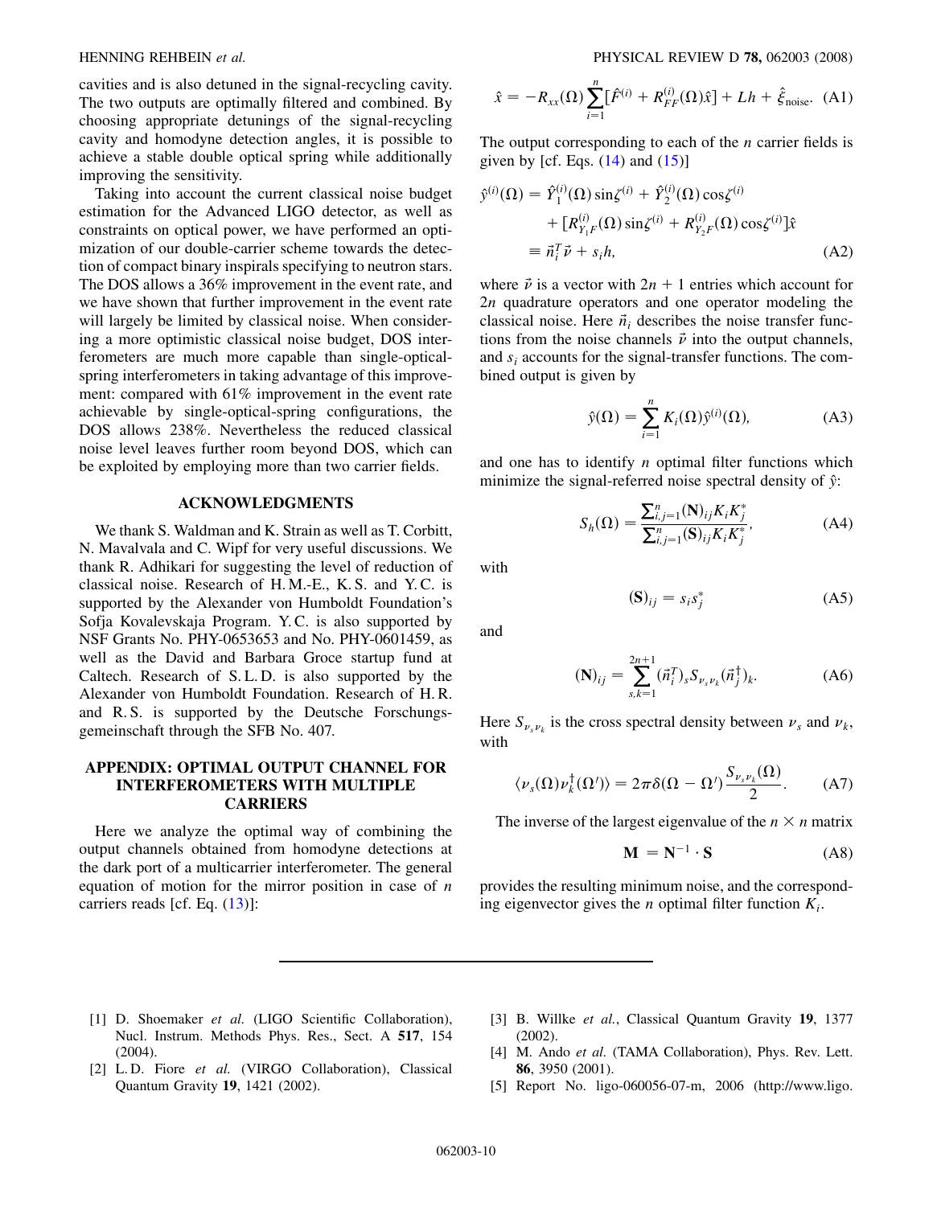cavities and is also detuned in the signal-recycling cavity. The two outputs are optimally filtered and combined. By choosing appropriate detunings of the signal-recycling cavity and homodyne detection angles, it is possible to achieve a stable double optical spring while additionally improving the sensitivity.

Taking into account the current classical noise budget estimation for the Advanced LIGO detector, as well as constraints on optical power, we have performed an optimization of our double-carrier scheme towards the detection of compact binary inspirals specifying to neutron stars. The DOS allows a 36% improvement in the event rate, and we have shown that further improvement in the event rate will largely be limited by classical noise. When considering a more optimistic classical noise budget, DOS interferometers are much more capable than single-optical-spring interferometers in taking advantage of this improvement: compared with 61% improvement in the event rate achievable by single-optical-spring configurations, the DOS allows 238%. Nevertheless the reduced classical noise level leaves further room beyond DOS, which can be exploited by employing more than two carrier fields.

## ACKNOWLEDGMENTS

We thank S. Waldman and K. Strain as well as T. Corbitt, N. Mavalvala and C. Wipf for very useful discussions. We thank R. Adhikari for suggesting the level of reduction of classical noise. Research of H. M.-E., K. S. and Y. C. is supported by the Alexander von Humboldt Foundation's Sofja Kovalevskaja Program. Y. C. is also supported by NSF Grants No. PHY-0653653 and No. PHY-0601459, as well as the David and Barbara Groce startup fund at Caltech. Research of S. L. D. is also supported by the Alexander von Humboldt Foundation. Research of H. R. and R. S. is supported by the Deutsche Forschungsgemeinschaft through the SFB No. 407.

## APPENDIX: OPTIMAL OUTPUT CHANNEL FOR INTERFEROMETERS WITH MULTIPLE CARRIERS

Here we analyze the optimal way of combining the output channels obtained from homodyne detections at the dark port of a multicarrier interferometer. The general equation of motion for the mirror position in case of $n$ carriers reads [cf. Eq. (13)]:

$$\hat{x} = -R_{xx}(\Omega)\sum_{i=1}^{n}[\hat{F}^{(i)} + R_{FF}^{(i)}(\Omega)\hat{x}] + Lh + \hat{\xi}_{\text{noise}}. \quad \text{(A1)}$$

The output corresponding to each of the $n$ carrier fields is given by [cf. Eqs. (14) and (15)]

$$\begin{aligned}\hat{y}^{(i)}(\Omega) &= \hat{Y}_1^{(i)}(\Omega)\sin\zeta^{(i)} + \hat{Y}_2^{(i)}(\Omega)\cos\zeta^{(i)} \\ &\quad + [R_{Y_1F}^{(i)}(\Omega)\sin\zeta^{(i)} + R_{Y_2F}^{(i)}(\Omega)\cos\zeta^{(i)}]\hat{x} \\ &\equiv \vec{n}_i^T\vec{\nu} + s_i h,\end{aligned} \quad \text{(A2)}$$

where $\vec{\nu}$ is a vector with $2n + 1$ entries which account for $2n$ quadrature operators and one operator modeling the classical noise. Here $\vec{n}_i$ describes the noise transfer functions from the noise channels $\vec{\nu}$ into the output channels, and $s_i$ accounts for the signal-transfer functions. The combined output is given by

$$\hat{y}(\Omega) = \sum_{i=1}^{n} K_i(\Omega)\hat{y}^{(i)}(\Omega), \quad \text{(A3)}$$

and one has to identify $n$ optimal filter functions which minimize the signal-referred noise spectral density of $\hat{y}$:

$$S_h(\Omega) = \frac{\sum_{i,j=1}^{n}(\mathbf{N})_{ij}K_iK_j^*}{\sum_{i,j=1}^{n}(\mathbf{S})_{ij}K_iK_j^*}, \quad \text{(A4)}$$

with

$$(\mathbf{S})_{ij} = s_i s_j^* \quad \text{(A5)}$$

and

$$(\mathbf{N})_{ij} = \sum_{s,k=1}^{2n+1}(\vec{n}_i^T)_s S_{\nu_s\nu_k}(\vec{n}_j^\dagger)_k. \quad \text{(A6)}$$

Here $S_{\nu_s\nu_k}$ is the cross spectral density between $\nu_s$ and $\nu_k$, with

$$\langle\nu_s(\Omega)\nu_k^\dagger(\Omega')\rangle = 2\pi\delta(\Omega - \Omega')\frac{S_{\nu_s\nu_k}(\Omega)}{2}. \quad \text{(A7)}$$

The inverse of the largest eigenvalue of the $n \times n$ matrix

$$\mathbf{M} = \mathbf{N}^{-1}\cdot\mathbf{S} \quad \text{(A8)}$$

provides the resulting minimum noise, and the corresponding eigenvector gives the $n$ optimal filter function $K_i$.

---

[1] D. Shoemaker *et al.* (LIGO Scientific Collaboration), Nucl. Instrum. Methods Phys. Res., Sect. A **517**, 154 (2004).

[2] L. D. Fiore *et al.* (VIRGO Collaboration), Classical Quantum Gravity **19**, 1421 (2002).

[3] B. Willke *et al.*, Classical Quantum Gravity **19**, 1377 (2002).

[4] M. Ando *et al.* (TAMA Collaboration), Phys. Rev. Lett. **86**, 3950 (2001).

[5] Report No. ligo-060056-07-m, 2006 (http://www.ligo.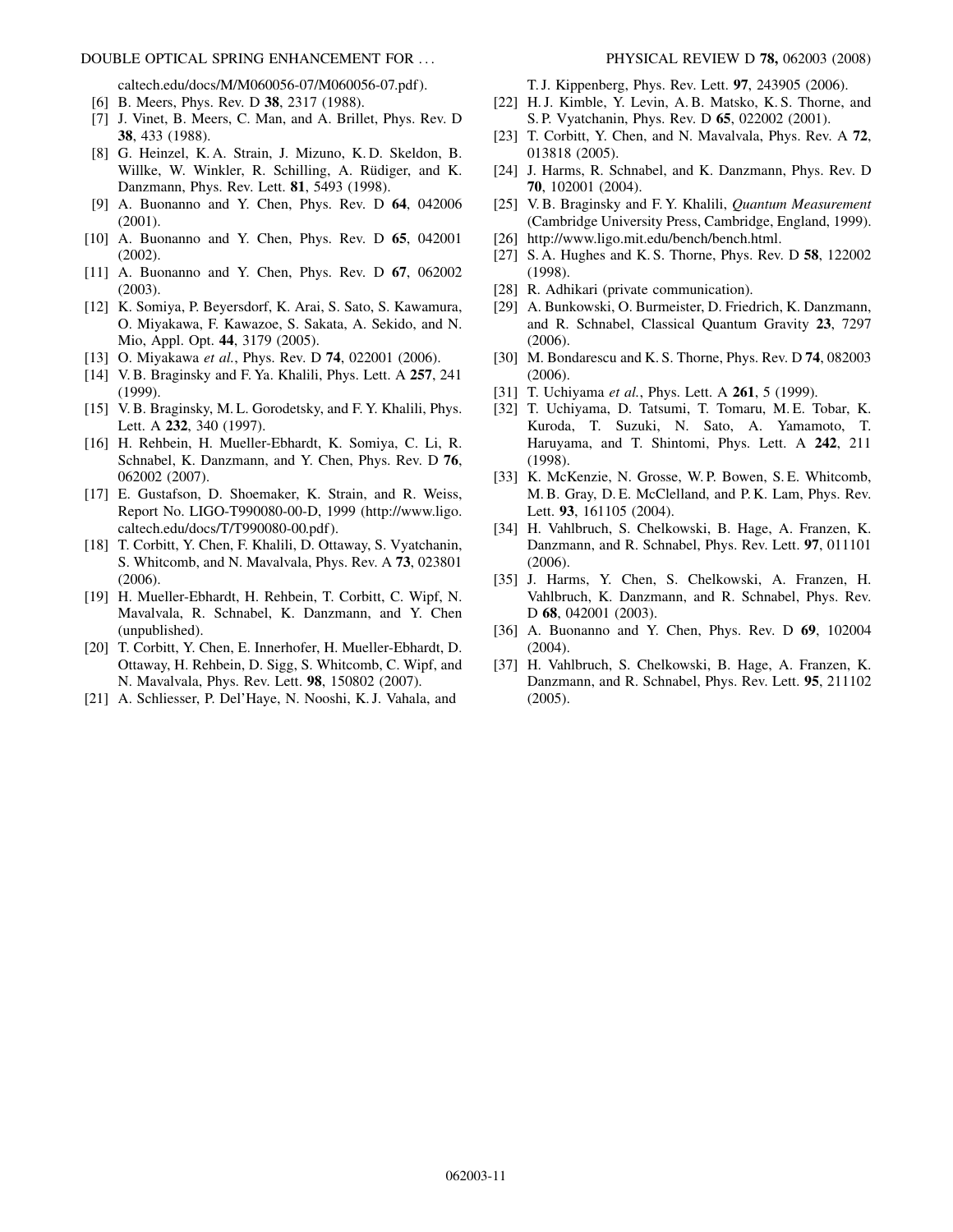caltech.edu/docs/M/M060056-07/M060056-07.pdf).

- [6] B. Meers, Phys. Rev. D **38**, 2317 (1988).
- [7] J. Vinet, B. Meers, C. Man, and A. Brillet, Phys. Rev. D **38**, 433 (1988).
- [8] G. Heinzel, K. A. Strain, J. Mizuno, K. D. Skeldon, B. Willke, W. Winkler, R. Schilling, A. Rüdiger, and K. Danzmann, Phys. Rev. Lett. **81**, 5493 (1998).
- [9] A. Buonanno and Y. Chen, Phys. Rev. D **64**, 042006 (2001).
- [10] A. Buonanno and Y. Chen, Phys. Rev. D **65**, 042001 (2002).
- [11] A. Buonanno and Y. Chen, Phys. Rev. D **67**, 062002 (2003).
- [12] K. Somiya, P. Beyersdorf, K. Arai, S. Sato, S. Kawamura, O. Miyakawa, F. Kawazoe, S. Sakata, A. Sekido, and N. Mio, Appl. Opt. **44**, 3179 (2005).
- [13] O. Miyakawa *et al.*, Phys. Rev. D **74**, 022001 (2006).
- [14] V. B. Braginsky and F. Ya. Khalili, Phys. Lett. A **257**, 241 (1999).
- [15] V. B. Braginsky, M. L. Gorodetsky, and F. Y. Khalili, Phys. Lett. A **232**, 340 (1997).
- [16] H. Rehbein, H. Mueller-Ebhardt, K. Somiya, C. Li, R. Schnabel, K. Danzmann, and Y. Chen, Phys. Rev. D **76**, 062002 (2007).
- [17] E. Gustafson, D. Shoemaker, K. Strain, and R. Weiss, Report No. LIGO-T990080-00-D, 1999 (http://www.ligo.caltech.edu/docs/T/T990080-00.pdf).
- [18] T. Corbitt, Y. Chen, F. Khalili, D. Ottaway, S. Vyatchanin, S. Whitcomb, and N. Mavalvala, Phys. Rev. A **73**, 023801 (2006).
- [19] H. Mueller-Ebhardt, H. Rehbein, T. Corbitt, C. Wipf, N. Mavalvala, R. Schnabel, K. Danzmann, and Y. Chen (unpublished).
- [20] T. Corbitt, Y. Chen, E. Innerhofer, H. Mueller-Ebhardt, D. Ottaway, H. Rehbein, D. Sigg, S. Whitcomb, C. Wipf, and N. Mavalvala, Phys. Rev. Lett. **98**, 150802 (2007).
- [21] A. Schliesser, P. Del'Haye, N. Nooshi, K. J. Vahala, and T. J. Kippenberg, Phys. Rev. Lett. **97**, 243905 (2006).
- [22] H. J. Kimble, Y. Levin, A. B. Matsko, K. S. Thorne, and S. P. Vyatchanin, Phys. Rev. D **65**, 022002 (2001).
- [23] T. Corbitt, Y. Chen, and N. Mavalvala, Phys. Rev. A **72**, 013818 (2005).
- [24] J. Harms, R. Schnabel, and K. Danzmann, Phys. Rev. D **70**, 102001 (2004).
- [25] V. B. Braginsky and F. Y. Khalili, *Quantum Measurement* (Cambridge University Press, Cambridge, England, 1999).
- [26] http://www.ligo.mit.edu/bench/bench.html.
- [27] S. A. Hughes and K. S. Thorne, Phys. Rev. D **58**, 122002 (1998).
- [28] R. Adhikari (private communication).
- [29] A. Bunkowski, O. Burmeister, D. Friedrich, K. Danzmann, and R. Schnabel, Classical Quantum Gravity **23**, 7297 (2006).
- [30] M. Bondarescu and K. S. Thorne, Phys. Rev. D **74**, 082003 (2006).
- [31] T. Uchiyama *et al.*, Phys. Lett. A **261**, 5 (1999).
- [32] T. Uchiyama, D. Tatsumi, T. Tomaru, M. E. Tobar, K. Kuroda, T. Suzuki, N. Sato, A. Yamamoto, T. Haruyama, and T. Shintomi, Phys. Lett. A **242**, 211 (1998).
- [33] K. McKenzie, N. Grosse, W. P. Bowen, S. E. Whitcomb, M. B. Gray, D. E. McClelland, and P. K. Lam, Phys. Rev. Lett. **93**, 161105 (2004).
- [34] H. Vahlbruch, S. Chelkowski, B. Hage, A. Franzen, K. Danzmann, and R. Schnabel, Phys. Rev. Lett. **97**, 011101 (2006).
- [35] J. Harms, Y. Chen, S. Chelkowski, A. Franzen, H. Vahlbruch, K. Danzmann, and R. Schnabel, Phys. Rev. D **68**, 042001 (2003).
- [36] A. Buonanno and Y. Chen, Phys. Rev. D **69**, 102004 (2004).
- [37] H. Vahlbruch, S. Chelkowski, B. Hage, A. Franzen, K. Danzmann, and R. Schnabel, Phys. Rev. Lett. **95**, 211102 (2005).